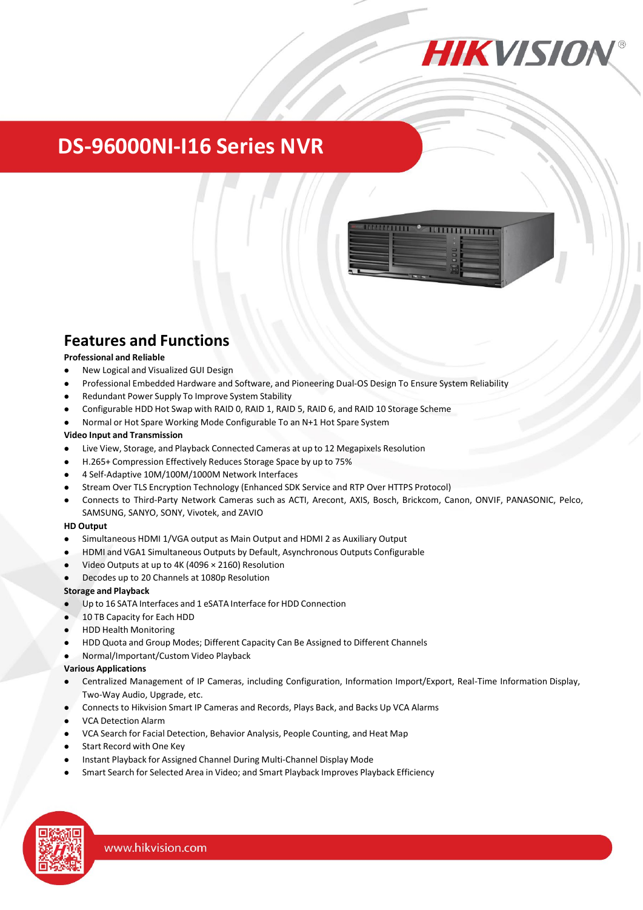# DS-96000NI-I16 Series NVR

## Features and Functions

**Professional and Reliable**

- New Logical and Visualized GUI Design
- Professional Embedded Hardware and Software, and Pioneering Dual-OS Design To Ensure System Reliability
- Redundant Power Supply To Improve System Stability
- Configurable HDD Hot Swap with RAID 0, RAID 1, RAID 5, RAID 6, and RAID 10 Storage Scheme
- Normal or Hot Spare Working Mode Configurable To an N+1 Hot Spare System

**Video Input and Transmission**

- Live View, Storage, and Playback Connected Cameras at up to 12 Megapixels Resolution
- H.265+ Compression Effectively Reduces Storage Space by up to 75%
- 4 Self-Adaptive 10M/100M/1000M Network Interfaces
- Stream Over TLS Encryption Technology (Enhanced SDK Service and RTP Over HTTPS Protocol)
- Connects to Third-Party Network Cameras such as ACTI, Arecont, AXIS, Bosch, Brickcom, Canon, ONVIF, PANASONIC, Pelco, SAMSUNG, SANYO, SONY, Vivotek, and ZAVIO

**HD Output**

- Simultaneous HDMI 1/VGA output as Main Output and HDMI 2 as Auxiliary Output
- HDMI and VGA1 Simultaneous Outputs by Default, Asynchronous Outputs Configurable
- Video Outputs at up to 4K (4096 × 2160) Resolution
- Decodes up to 20 Channels at 1080p Resolution

**Storage and Playback**

- Up to 16 SATA Interfaces and 1 eSATA Interface for HDD Connection
- 10 TB Capacity for Each HDD
- HDD Health Monitoring
- HDD Quota and Group Modes; Different Capacity Can Be Assigned to Different Channels
- Normal/Important/Custom Video Playback

**Various Applications**

- Centralized Management of IP Cameras, including Configuration, Information Import/Export, Real-Time Information Display, Two-Way Audio, Upgrade, etc.
- Connects to Hikvision Smart IP Cameras and Records, Plays Back, and Backs Up VCA Alarms
- VCA Detection Alarm
- VCA Search for Facial Detection, Behavior Analysis, People Counting, and Heat Map
- Start Record with One Key
- Instant Playback for Assigned Channel During Multi-Channel Display Mode
- Smart Search for Selected Area in Video; and Smart Playback Improves Playback Efficiency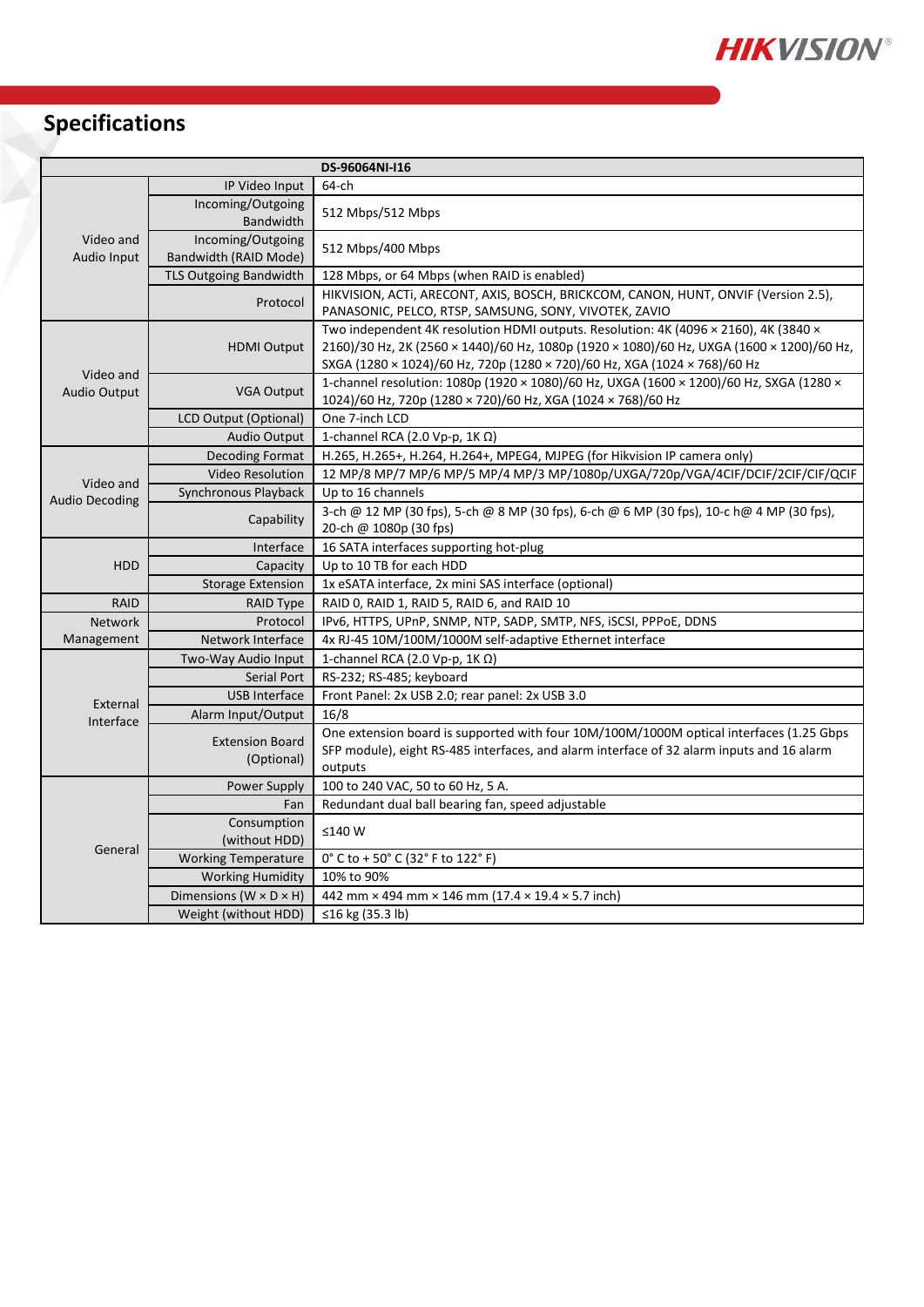## Specifications

| DS-96064NI-I16 | | |
|---|---|---|
| Video and Audio Input | IP Video Input | 64-ch |
| | Incoming/Outgoing Bandwidth | 512 Mbps/512 Mbps |
| | Incoming/Outgoing Bandwidth (RAID Mode) | 512 Mbps/400 Mbps |
| | TLS Outgoing Bandwidth | 128 Mbps, or 64 Mbps (when RAID is enabled) |
| | Protocol | HIKVISION, ACTi, ARECONT, AXIS, BOSCH, BRICKCOM, CANON, HUNT, ONVIF (Version 2.5), PANASONIC, PELCO, RTSP, SAMSUNG, SONY, VIVOTEK, ZAVIO |
| Video and Audio Output | HDMI Output | Two independent 4K resolution HDMI outputs. Resolution: 4K (4096 × 2160), 4K (3840 × 2160)/30 Hz, 2K (2560 × 1440)/60 Hz, 1080p (1920 × 1080)/60 Hz, UXGA (1600 × 1200)/60 Hz, SXGA (1280 × 1024)/60 Hz, 720p (1280 × 720)/60 Hz, XGA (1024 × 768)/60 Hz |
| | VGA Output | 1-channel resolution: 1080p (1920 × 1080)/60 Hz, UXGA (1600 × 1200)/60 Hz, SXGA (1280 × 1024)/60 Hz, 720p (1280 × 720)/60 Hz, XGA (1024 × 768)/60 Hz |
| | LCD Output (Optional) | One 7-inch LCD |
| | Audio Output | 1-channel RCA (2.0 Vp-p, 1K Ω) |
| Video and Audio Decoding | Decoding Format | H.265, H.265+, H.264, H.264+, MPEG4, MJPEG (for Hikvision IP camera only) |
| | Video Resolution | 12 MP/8 MP/7 MP/6 MP/5 MP/4 MP/3 MP/1080p/UXGA/720p/VGA/4CIF/DCIF/2CIF/CIF/QCIF |
| | Synchronous Playback | Up to 16 channels |
| | Capability | 3-ch @ 12 MP (30 fps), 5-ch @ 8 MP (30 fps), 6-ch @ 6 MP (30 fps), 10-c h@ 4 MP (30 fps), 20-ch @ 1080p (30 fps) |
| HDD | Interface | 16 SATA interfaces supporting hot-plug |
| | Capacity | Up to 10 TB for each HDD |
| | Storage Extension | 1x eSATA interface, 2x mini SAS interface (optional) |
| RAID | RAID Type | RAID 0, RAID 1, RAID 5, RAID 6, and RAID 10 |
| Network Management | Protocol | IPv6, HTTPS, UPnP, SNMP, NTP, SADP, SMTP, NFS, iSCSI, PPPoE, DDNS |
| | Network Interface | 4x RJ-45 10M/100M/1000M self-adaptive Ethernet interface |
| External Interface | Two-Way Audio Input | 1-channel RCA (2.0 Vp-p, 1K Ω) |
| | Serial Port | RS-232; RS-485; keyboard |
| | USB Interface | Front Panel: 2x USB 2.0; rear panel: 2x USB 3.0 |
| | Alarm Input/Output | 16/8 |
| | Extension Board (Optional) | One extension board is supported with four 10M/100M/1000M optical interfaces (1.25 Gbps SFP module), eight RS-485 interfaces, and alarm interface of 32 alarm inputs and 16 alarm outputs |
| General | Power Supply | 100 to 240 VAC, 50 to 60 Hz, 5 A. |
| | Fan | Redundant dual ball bearing fan, speed adjustable |
| | Consumption (without HDD) | ≤140 W |
| | Working Temperature | 0° C to + 50° C (32° F to 122° F) |
| | Working Humidity | 10% to 90% |
| | Dimensions (W × D × H) | 442 mm × 494 mm × 146 mm (17.4 × 19.4 × 5.7 inch) |
| | Weight (without HDD) | ≤16 kg (35.3 lb) |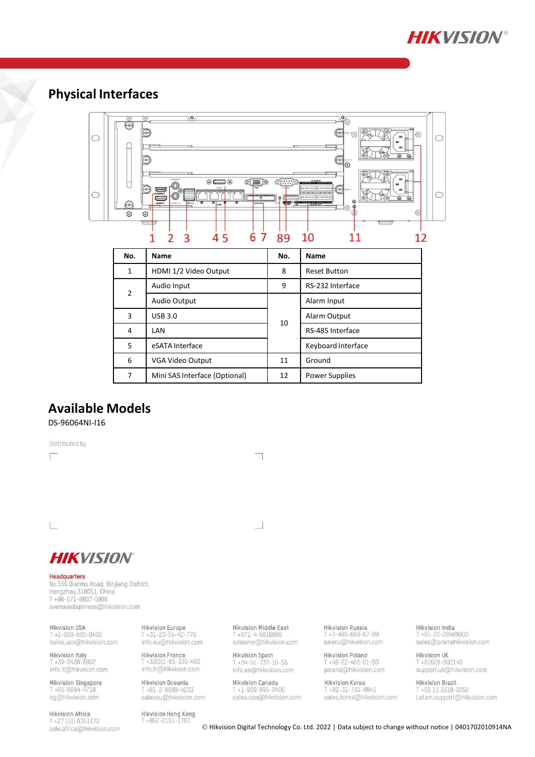## Physical Interfaces

1 2 3 4 5 6 7 8 9 10 11 12

| No. | Name | No. | Name |
|---|---|---|---|
| 1 | HDMI 1/2 Video Output | 8 | Reset Button |
| 2 | Audio Input | 9 | RS-232 Interface |
| | Audio Output | 10 | Alarm Input |
| 3 | USB 3.0 | | Alarm Output |
| 4 | LAN | | RS-485 Interface |
| 5 | eSATA Interface | | Keyboard Interface |
| 6 | VGA Video Output | 11 | Ground |
| 7 | Mini SAS Interface (Optional) | 12 | Power Supplies |

## Available Models

DS-96064NI-I16

Distributed by

HIKVISION

**Headquarters**
No.555 Qianmo Road, Binjiang District,
Hangzhou 310051, China
T +86-571-8807-5998
overseasbusiness@hikvision.com

**Hikvision USA**
T +1-909-895-0400
sales.usa@hikvision.com

**Hikvision Europe**
T +31-23-55-42-770
info.eu@hikvision.com

**Hikvision Middle East**
T +971-4-8816086
salesme@hikvision.com

**Hikvision Russia**
T +7-495-669-67-99
saleru@hikvision.com

**Hikvision India**
T +91-22-28469900
sales@pramahikvision.com

**Hikvision Italy**
T +39-0438-6902
info.it@hikvision.com

**Hikvision France**
T +33(0)1-85-330-450
info.fr@hikvision.com

**Hikvision Spain**
T +34-91-737-16-55
info.es@hikvision.com

**Hikvision Poland**
T +48-22-460-01-50
poland@hikvision.com

**Hikvision UK**
T +01628-902140
support.uk@hikvision.com

**Hikvision Singapore**
T +65-6684-4718
sg@hikvision.com

**Hikvision Oceania**
T +61-2-8599-4233
salesau@hikvision.com

**Hikvision Canada**
T +1-909-895-0400
sales.usa@hikvision.com

**Hikvision Korea**
T +82-31-731-8841
sales.korea@hikvision.com

**Hikvision Brazil**
T +55 11 3318-0050
Latam.support@hikvision.com

**Hikvision Africa**
T +27 (10) 0351172
sale.africa@hikvision.com

**Hikvision Hong Kong**
T +852-2151-1761

© Hikvision Digital Technology Co. Ltd. 2022 | Data subject to change without notice | 0401702010914NA